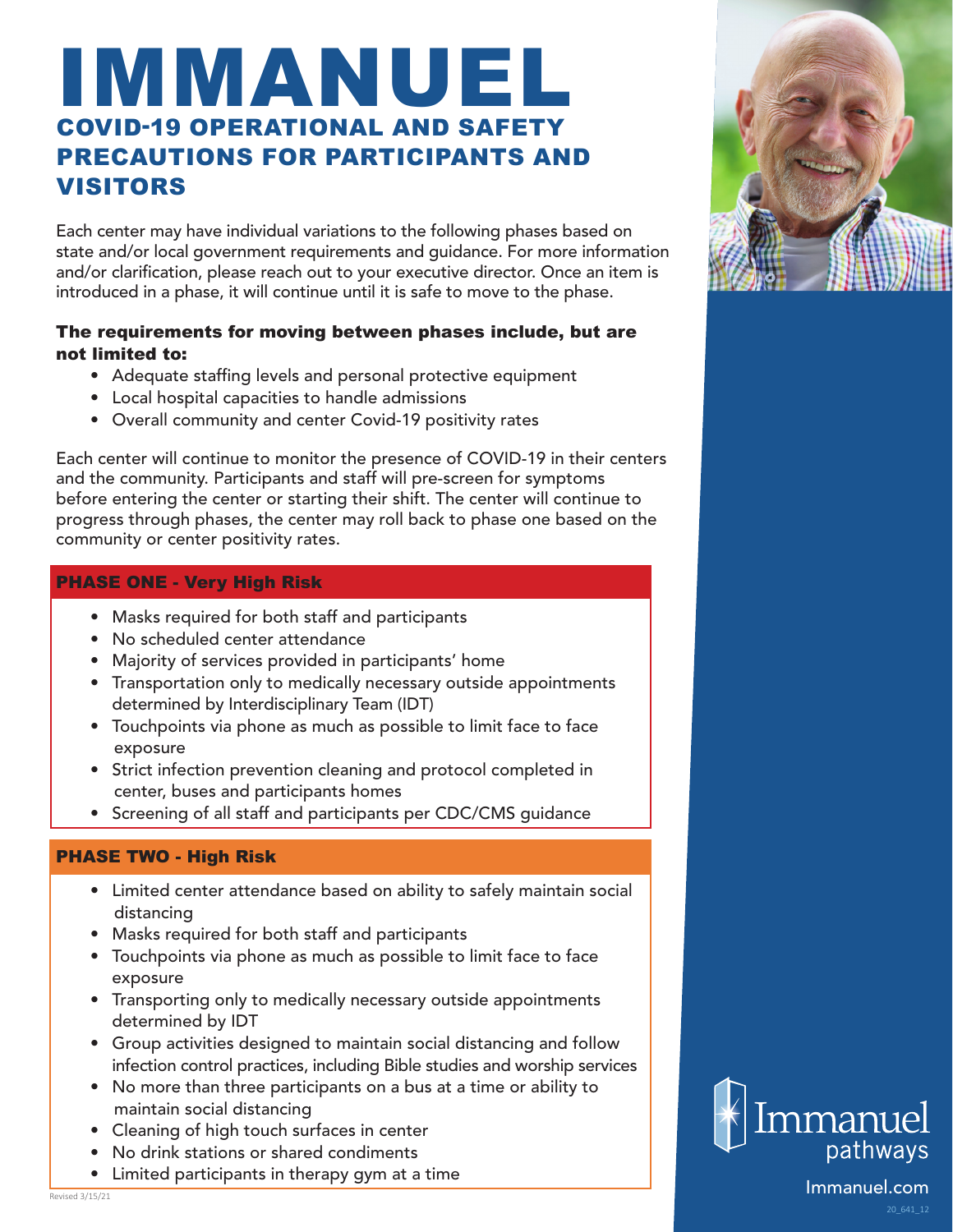# IMMANUEL

## COVID-19 OPERATIONAL AND SAFETY PRECAUTIONS FOR PARTICIPANTS AND VISITORS

Each center may have individual variations to the following phases based on state and/or local government requirements and guidance. For more information and/or clarification, please reach out to your executive director. Once an item is introduced in a phase, it will continue until it is safe to move to the phase.

### The requirements for moving between phases include, but are not limited to:

- Adequate staffing levels and personal protective equipment
- Local hospital capacities to handle admissions
- Overall community and center Covid-19 positivity rates

Each center will continue to monitor the presence of COVID-19 in their centers and the community. Participants and staff will pre-screen for symptoms before entering the center or starting their shift. The center will continue to progress through phases, the center may roll back to phase one based on the community or center positivity rates.

### PHASE ONE - Very High Risk

- Masks required for both staff and participants
- No scheduled center attendance
- Majority of services provided in participants' home
- Transportation only to medically necessary outside appointments determined by Interdisciplinary Team (IDT)
- Touchpoints via phone as much as possible to limit face to face exposure
- Strict infection prevention cleaning and protocol completed in center, buses and participants homes
- Screening of all staff and participants per CDC/CMS guidance

### PHASE TWO - High Risk

- Limited center attendance based on ability to safely maintain social distancing
- Masks required for both staff and participants
- Touchpoints via phone as much as possible to limit face to face exposure
- Transporting only to medically necessary outside appointments determined by IDT
- Group activities designed to maintain social distancing and follow infection control practices, including Bible studies and worship services
- No more than three participants on a bus at a time or ability to maintain social distancing
- Cleaning of high touch surfaces in center
- No drink stations or shared condiments
- Limited participants in therapy gym at a time

Revised 3/15/21

Immanuel pathways

Immanuel.com

20_641_12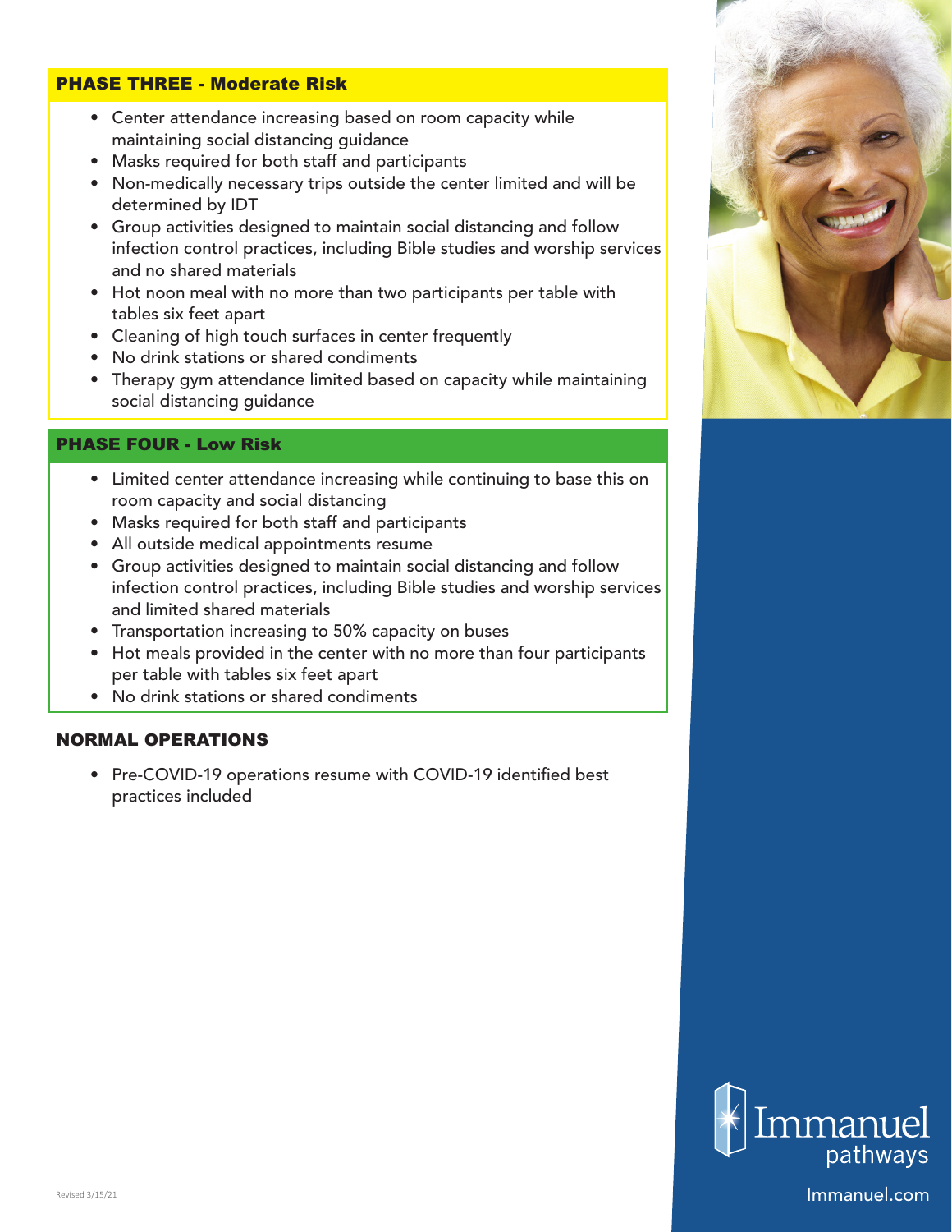## PHASE THREE - Moderate Risk

- Center attendance increasing based on room capacity while maintaining social distancing guidance
- Masks required for both staff and participants
- Non-medically necessary trips outside the center limited and will be determined by IDT
- Group activities designed to maintain social distancing and follow infection control practices, including Bible studies and worship services and no shared materials
- Hot noon meal with no more than two participants per table with tables six feet apart
- Cleaning of high touch surfaces in center frequently
- No drink stations or shared condiments
- Therapy gym attendance limited based on capacity while maintaining social distancing guidance

## PHASE FOUR - Low Risk

- Limited center attendance increasing while continuing to base this on room capacity and social distancing
- Masks required for both staff and participants
- All outside medical appointments resume
- Group activities designed to maintain social distancing and follow infection control practices, including Bible studies and worship services and limited shared materials
- Transportation increasing to 50% capacity on buses
- Hot meals provided in the center with no more than four participants per table with tables six feet apart
- No drink stations or shared condiments

## NORMAL OPERATIONS

- Pre-COVID-19 operations resume with COVID-19 identified best practices included

Revised 3/15/21

Immanuel pathways

Immanuel.com